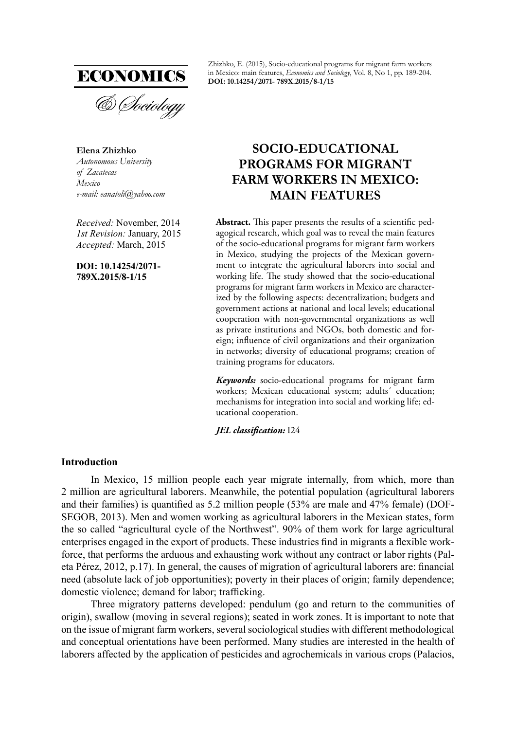**ECONOMICS**

*& Sociology*

Zhizhko, E. (2015), Socio-educational programs for migrant farm workers in Mexico: main features, *Economics and Sociology*, Vol. 8, No 1, pp. 189-204. **DOI: 10.14254/2071- 789X.2015/8-1/15**

**Elena Zhizhko**
*Autonomous University of Zacatecas Mexico*
*e-mail: eanatoli@yahoo.com*

*Received:* November, 2014
*1st Revision:* January, 2015
*Accepted:* March, 2015

**DOI: 10.14254/2071-789X.2015/8-1/15**

# SOCIO-EDUCATIONAL PROGRAMS FOR MIGRANT FARM WORKERS IN MEXICO: MAIN FEATURES

**Abstract.** This paper presents the results of a scientific pedagogical research, which goal was to reveal the main features of the socio-educational programs for migrant farm workers in Mexico, studying the projects of the Mexican government to integrate the agricultural laborers into social and working life. The study showed that the socio-educational programs for migrant farm workers in Mexico are characterized by the following aspects: decentralization; budgets and government actions at national and local levels; educational cooperation with non-governmental organizations as well as private institutions and NGOs, both domestic and foreign; influence of civil organizations and their organization in networks; diversity of educational programs; creation of training programs for educators.

***Keywords:*** socio-educational programs for migrant farm workers; Mexican educational system; adults´ education; mechanisms for integration into social and working life; educational cooperation.

***JEL classification:*** I24

## Introduction

In Mexico, 15 million people each year migrate internally, from which, more than 2 million are agricultural laborers. Meanwhile, the potential population (agricultural laborers and their families) is quantified as 5.2 million people (53% are male and 47% female) (DOF-SEGOB, 2013). Men and women working as agricultural laborers in the Mexican states, form the so called "agricultural cycle of the Northwest". 90% of them work for large agricultural enterprises engaged in the export of products. These industries find in migrants a flexible workforce, that performs the arduous and exhausting work without any contract or labor rights (Paleta Pérez, 2012, p.17). In general, the causes of migration of agricultural laborers are: financial need (absolute lack of job opportunities); poverty in their places of origin; family dependence; domestic violence; demand for labor; trafficking.

Three migratory patterns developed: pendulum (go and return to the communities of origin), swallow (moving in several regions); seated in work zones. It is important to note that on the issue of migrant farm workers, several sociological studies with different methodological and conceptual orientations have been performed. Many studies are interested in the health of laborers affected by the application of pesticides and agrochemicals in various crops (Palacios,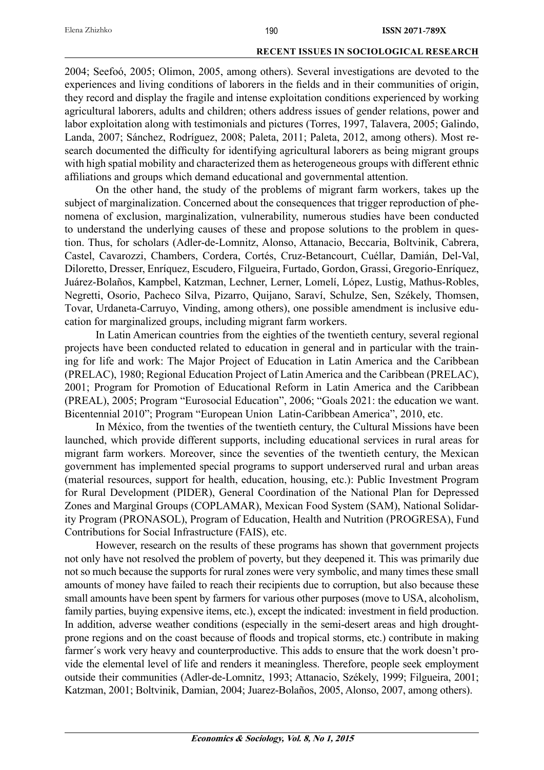2004; Seefoó, 2005; Olimon, 2005, among others). Several investigations are devoted to the experiences and living conditions of laborers in the fields and in their communities of origin, they record and display the fragile and intense exploitation conditions experienced by working agricultural laborers, adults and children; others address issues of gender relations, power and labor exploitation along with testimonials and pictures (Torres, 1997, Talavera, 2005; Galindo, Landa, 2007; Sánchez, Rodríguez, 2008; Paleta, 2011; Paleta, 2012, among others). Most research documented the difficulty for identifying agricultural laborers as being migrant groups with high spatial mobility and characterized them as heterogeneous groups with different ethnic affiliations and groups which demand educational and governmental attention.

On the other hand, the study of the problems of migrant farm workers, takes up the subject of marginalization. Concerned about the consequences that trigger reproduction of phenomena of exclusion, marginalization, vulnerability, numerous studies have been conducted to understand the underlying causes of these and propose solutions to the problem in question. Thus, for scholars (Adler-de-Lomnitz, Alonso, Attanacio, Beccaria, Boltvinik, Cabrera, Castel, Cavarozzi, Chambers, Cordera, Cortés, Cruz-Betancourt, Cuéllar, Damián, Del-Val, Diloretto, Dresser, Enríquez, Escudero, Filgueira, Furtado, Gordon, Grassi, Gregorio-Enríquez, Juárez-Bolaños, Kampbel, Katzman, Lechner, Lerner, Lomelí, López, Lustig, Mathus-Robles, Negretti, Osorio, Pacheco Silva, Pizarro, Quijano, Saraví, Schulze, Sen, Székely, Thomsen, Tovar, Urdaneta-Carruyo, Vinding, among others), one possible amendment is inclusive education for marginalized groups, including migrant farm workers.

In Latin American countries from the eighties of the twentieth century, several regional projects have been conducted related to education in general and in particular with the training for life and work: The Major Project of Education in Latin America and the Caribbean (PRELAC), 1980; Regional Education Project of Latin America and the Caribbean (PRELAC), 2001; Program for Promotion of Educational Reform in Latin America and the Caribbean (PREAL), 2005; Program "Eurosocial Education", 2006; "Goals 2021: the education we want. Bicentennial 2010"; Program "European Union Latin-Caribbean America", 2010, etc.

In México, from the twenties of the twentieth century, the Cultural Missions have been launched, which provide different supports, including educational services in rural areas for migrant farm workers. Moreover, since the seventies of the twentieth century, the Mexican government has implemented special programs to support underserved rural and urban areas (material resources, support for health, education, housing, etc.): Public Investment Program for Rural Development (PIDER), General Coordination of the National Plan for Depressed Zones and Marginal Groups (COPLAMAR), Mexican Food System (SAM), National Solidarity Program (PRONASOL), Program of Education, Health and Nutrition (PROGRESA), Fund Contributions for Social Infrastructure (FAIS), etc.

However, research on the results of these programs has shown that government projects not only have not resolved the problem of poverty, but they deepened it. This was primarily due not so much because the supports for rural zones were very symbolic, and many times these small amounts of money have failed to reach their recipients due to corruption, but also because these small amounts have been spent by farmers for various other purposes (move to USA, alcoholism, family parties, buying expensive items, etc.), except the indicated: investment in field production. In addition, adverse weather conditions (especially in the semi-desert areas and high drought-prone regions and on the coast because of floods and tropical storms, etc.) contribute in making farmer´s work very heavy and counterproductive. This adds to ensure that the work doesn't provide the elemental level of life and renders it meaningless. Therefore, people seek employment outside their communities (Adler-de-Lomnitz, 1993; Attanacio, Székely, 1999; Filgueira, 2001; Katzman, 2001; Boltvinik, Damian, 2004; Juarez-Bolaños, 2005, Alonso, 2007, among others).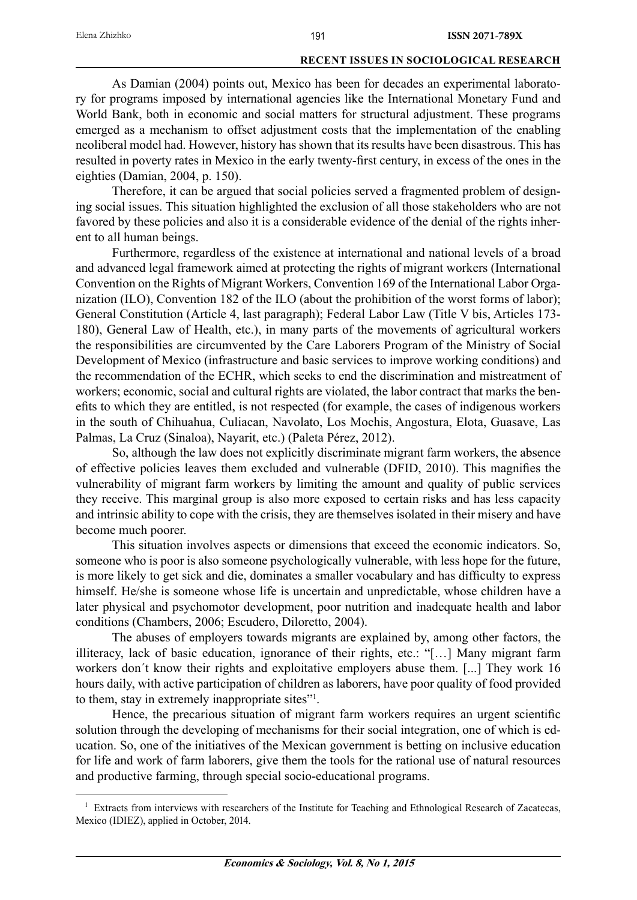As Damian (2004) points out, Mexico has been for decades an experimental laboratory for programs imposed by international agencies like the International Monetary Fund and World Bank, both in economic and social matters for structural adjustment. These programs emerged as a mechanism to offset adjustment costs that the implementation of the enabling neoliberal model had. However, history has shown that its results have been disastrous. This has resulted in poverty rates in Mexico in the early twenty-first century, in excess of the ones in the eighties (Damian, 2004, p. 150).

Therefore, it can be argued that social policies served a fragmented problem of designing social issues. This situation highlighted the exclusion of all those stakeholders who are not favored by these policies and also it is a considerable evidence of the denial of the rights inherent to all human beings.

Furthermore, regardless of the existence at international and national levels of a broad and advanced legal framework aimed at protecting the rights of migrant workers (International Convention on the Rights of Migrant Workers, Convention 169 of the International Labor Organization (ILO), Convention 182 of the ILO (about the prohibition of the worst forms of labor); General Constitution (Article 4, last paragraph); Federal Labor Law (Title V bis, Articles 173-180), General Law of Health, etc.), in many parts of the movements of agricultural workers the responsibilities are circumvented by the Care Laborers Program of the Ministry of Social Development of Mexico (infrastructure and basic services to improve working conditions) and the recommendation of the ECHR, which seeks to end the discrimination and mistreatment of workers; economic, social and cultural rights are violated, the labor contract that marks the benefits to which they are entitled, is not respected (for example, the cases of indigenous workers in the south of Chihuahua, Culiacan, Navolato, Los Mochis, Angostura, Elota, Guasave, Las Palmas, La Cruz (Sinaloa), Nayarit, etc.) (Paleta Pérez, 2012).

So, although the law does not explicitly discriminate migrant farm workers, the absence of effective policies leaves them excluded and vulnerable (DFID, 2010). This magnifies the vulnerability of migrant farm workers by limiting the amount and quality of public services they receive. This marginal group is also more exposed to certain risks and has less capacity and intrinsic ability to cope with the crisis, they are themselves isolated in their misery and have become much poorer.

This situation involves aspects or dimensions that exceed the economic indicators. So, someone who is poor is also someone psychologically vulnerable, with less hope for the future, is more likely to get sick and die, dominates a smaller vocabulary and has difficulty to express himself. He/she is someone whose life is uncertain and unpredictable, whose children have a later physical and psychomotor development, poor nutrition and inadequate health and labor conditions (Chambers, 2006; Escudero, Diloretto, 2004).

The abuses of employers towards migrants are explained by, among other factors, the illiteracy, lack of basic education, ignorance of their rights, etc.: "[…] Many migrant farm workers don´t know their rights and exploitative employers abuse them. [...] They work 16 hours daily, with active participation of children as laborers, have poor quality of food provided to them, stay in extremely inappropriate sites"[1].

Hence, the precarious situation of migrant farm workers requires an urgent scientific solution through the developing of mechanisms for their social integration, one of which is education. So, one of the initiatives of the Mexican government is betting on inclusive education for life and work of farm laborers, give them the tools for the rational use of natural resources and productive farming, through special socio-educational programs.

[1] Extracts from interviews with researchers of the Institute for Teaching and Ethnological Research of Zacatecas, Mexico (IDIEZ), applied in October, 2014.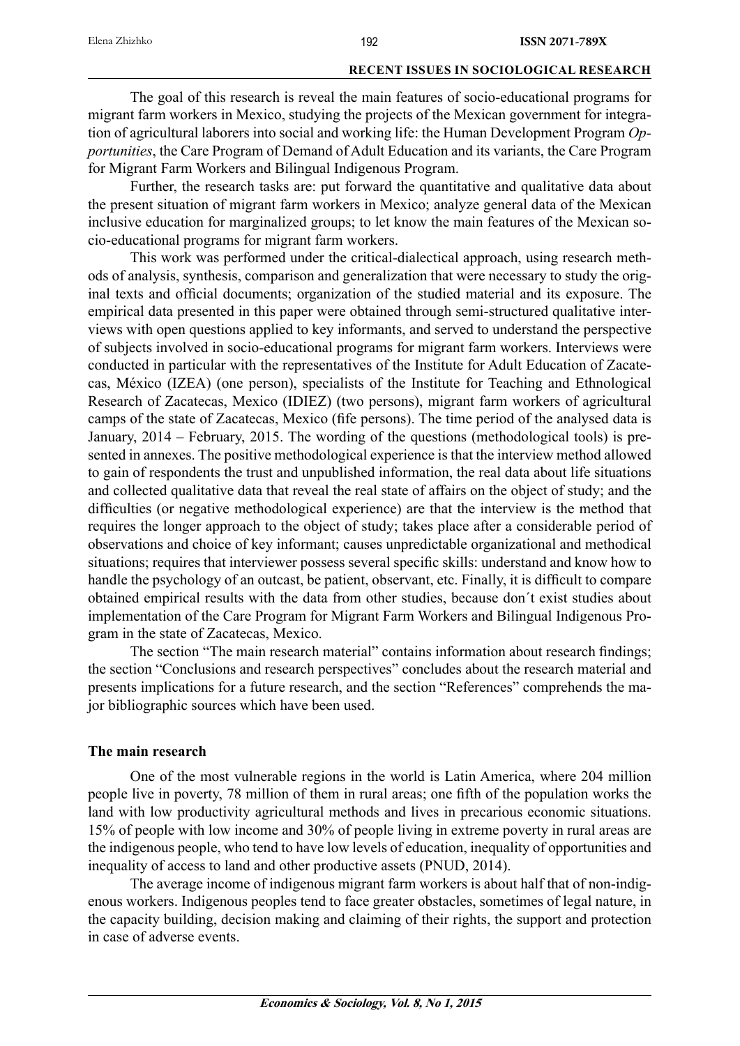The goal of this research is reveal the main features of socio-educational programs for migrant farm workers in Mexico, studying the projects of the Mexican government for integration of agricultural laborers into social and working life: the Human Development Program *Opportunities*, the Care Program of Demand of Adult Education and its variants, the Care Program for Migrant Farm Workers and Bilingual Indigenous Program.

Further, the research tasks are: put forward the quantitative and qualitative data about the present situation of migrant farm workers in Mexico; analyze general data of the Mexican inclusive education for marginalized groups; to let know the main features of the Mexican socio-educational programs for migrant farm workers.

This work was performed under the critical-dialectical approach, using research methods of analysis, synthesis, comparison and generalization that were necessary to study the original texts and official documents; organization of the studied material and its exposure. The empirical data presented in this paper were obtained through semi-structured qualitative interviews with open questions applied to key informants, and served to understand the perspective of subjects involved in socio-educational programs for migrant farm workers. Interviews were conducted in particular with the representatives of the Institute for Adult Education of Zacatecas, México (IZEA) (one person), specialists of the Institute for Teaching and Ethnological Research of Zacatecas, Mexico (IDIEZ) (two persons), migrant farm workers of agricultural camps of the state of Zacatecas, Mexico (fife persons). The time period of the analysed data is January, 2014 – February, 2015. The wording of the questions (methodological tools) is presented in annexes. The positive methodological experience is that the interview method allowed to gain of respondents the trust and unpublished information, the real data about life situations and collected qualitative data that reveal the real state of affairs on the object of study; and the difficulties (or negative methodological experience) are that the interview is the method that requires the longer approach to the object of study; takes place after a considerable period of observations and choice of key informant; causes unpredictable organizational and methodical situations; requires that interviewer possess several specific skills: understand and know how to handle the psychology of an outcast, be patient, observant, etc. Finally, it is difficult to compare obtained empirical results with the data from other studies, because don´t exist studies about implementation of the Care Program for Migrant Farm Workers and Bilingual Indigenous Program in the state of Zacatecas, Mexico.

The section "The main research material" contains information about research findings; the section "Conclusions and research perspectives" concludes about the research material and presents implications for a future research, and the section "References" comprehends the major bibliographic sources which have been used.

## The main research

One of the most vulnerable regions in the world is Latin America, where 204 million people live in poverty, 78 million of them in rural areas; one fifth of the population works the land with low productivity agricultural methods and lives in precarious economic situations. 15% of people with low income and 30% of people living in extreme poverty in rural areas are the indigenous people, who tend to have low levels of education, inequality of opportunities and inequality of access to land and other productive assets (PNUD, 2014).

The average income of indigenous migrant farm workers is about half that of non-indigenous workers. Indigenous peoples tend to face greater obstacles, sometimes of legal nature, in the capacity building, decision making and claiming of their rights, the support and protection in case of adverse events.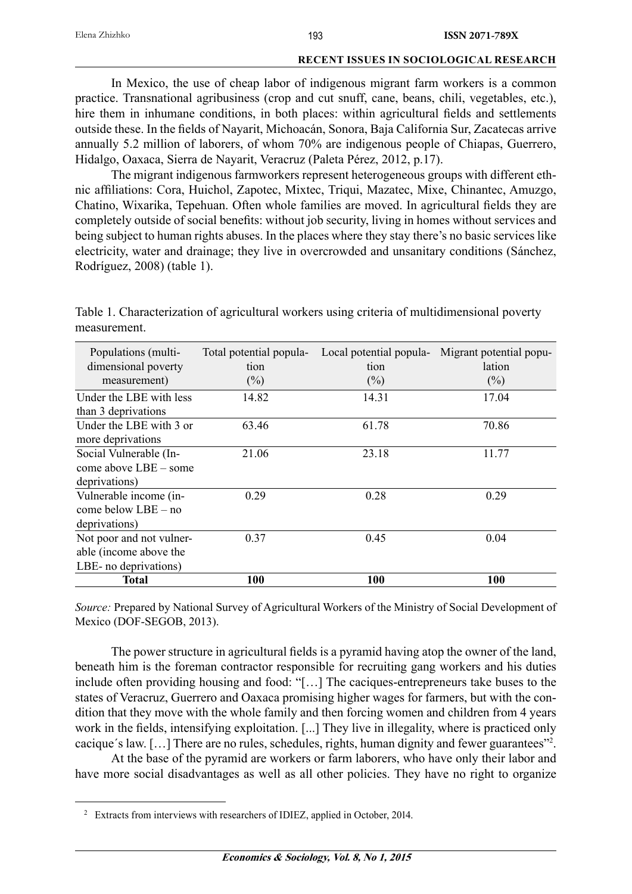In Mexico, the use of cheap labor of indigenous migrant farm workers is a common practice. Transnational agribusiness (crop and cut snuff, cane, beans, chili, vegetables, etc.), hire them in inhumane conditions, in both places: within agricultural fields and settlements outside these. In the fields of Nayarit, Michoacán, Sonora, Baja California Sur, Zacatecas arrive annually 5.2 million of laborers, of whom 70% are indigenous people of Chiapas, Guerrero, Hidalgo, Oaxaca, Sierra de Nayarit, Veracruz (Paleta Pérez, 2012, p.17).

The migrant indigenous farmworkers represent heterogeneous groups with different ethnic affiliations: Cora, Huichol, Zapotec, Mixtec, Triqui, Mazatec, Mixe, Chinantec, Amuzgo, Chatino, Wixarika, Tepehuan. Often whole families are moved. In agricultural fields they are completely outside of social benefits: without job security, living in homes without services and being subject to human rights abuses. In the places where they stay there's no basic services like electricity, water and drainage; they live in overcrowded and unsanitary conditions (Sánchez, Rodríguez, 2008) (table 1).

Table 1. Characterization of agricultural workers using criteria of multidimensional poverty measurement.

| Populations (multidimensional poverty measurement) | Total potential population (%) | Local potential population (%) | Migrant potential population (%) |
|---|---|---|---|
| Under the LBE with less than 3 deprivations | 14.82 | 14.31 | 17.04 |
| Under the LBE with 3 or more deprivations | 63.46 | 61.78 | 70.86 |
| Social Vulnerable (Income above LBE – some deprivations) | 21.06 | 23.18 | 11.77 |
| Vulnerable income (income below LBE – no deprivations) | 0.29 | 0.28 | 0.29 |
| Not poor and not vulnerable (income above the LBE- no deprivations) | 0.37 | 0.45 | 0.04 |
| **Total** | **100** | **100** | **100** |

*Source:* Prepared by National Survey of Agricultural Workers of the Ministry of Social Development of Mexico (DOF-SEGOB, 2013).

The power structure in agricultural fields is a pyramid having atop the owner of the land, beneath him is the foreman contractor responsible for recruiting gang workers and his duties include often providing housing and food: "[…] The caciques-entrepreneurs take buses to the states of Veracruz, Guerrero and Oaxaca promising higher wages for farmers, but with the condition that they move with the whole family and then forcing women and children from 4 years work in the fields, intensifying exploitation. [...] They live in illegality, where is practiced only cacique´s law. […] There are no rules, schedules, rights, human dignity and fewer guarantees"[2].

At the base of the pyramid are workers or farm laborers, who have only their labor and have more social disadvantages as well as all other policies. They have no right to organize

[2] Extracts from interviews with researchers of IDIEZ, applied in October, 2014.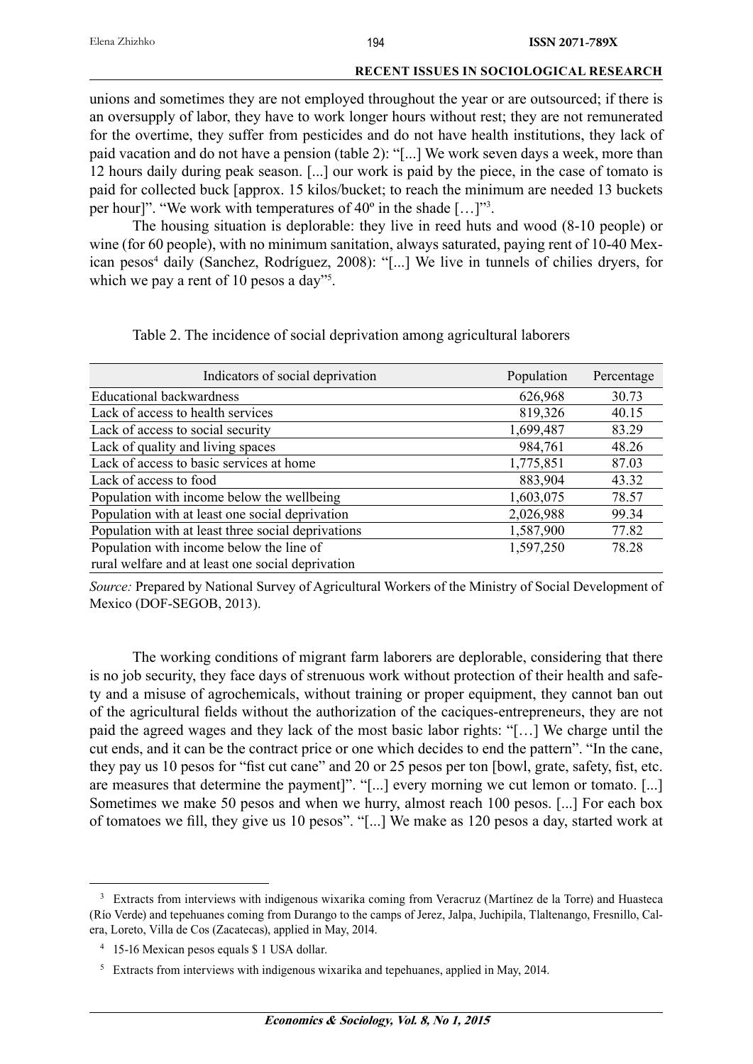unions and sometimes they are not employed throughout the year or are outsourced; if there is an oversupply of labor, they have to work longer hours without rest; they are not remunerated for the overtime, they suffer from pesticides and do not have health institutions, they lack of paid vacation and do not have a pension (table 2): "[...] We work seven days a week, more than 12 hours daily during peak season. [...] our work is paid by the piece, in the case of tomato is paid for collected buck [approx. 15 kilos/bucket; to reach the minimum are needed 13 buckets per hour]". "We work with temperatures of 40º in the shade […]"[3].

The housing situation is deplorable: they live in reed huts and wood (8-10 people) or wine (for 60 people), with no minimum sanitation, always saturated, paying rent of 10-40 Mexican pesos[4] daily (Sanchez, Rodríguez, 2008): "[...] We live in tunnels of chilies dryers, for which we pay a rent of 10 pesos a day"[5].

Table 2. The incidence of social deprivation among agricultural laborers

| Indicators of social deprivation | Population | Percentage |
|---|---|---|
| Educational backwardness | 626,968 | 30.73 |
| Lack of access to health services | 819,326 | 40.15 |
| Lack of access to social security | 1,699,487 | 83.29 |
| Lack of quality and living spaces | 984,761 | 48.26 |
| Lack of access to basic services at home | 1,775,851 | 87.03 |
| Lack of access to food | 883,904 | 43.32 |
| Population with income below the wellbeing | 1,603,075 | 78.57 |
| Population with at least one social deprivation | 2,026,988 | 99.34 |
| Population with at least three social deprivations | 1,587,900 | 77.82 |
| Population with income below the line of rural welfare and at least one social deprivation | 1,597,250 | 78.28 |

*Source:* Prepared by National Survey of Agricultural Workers of the Ministry of Social Development of Mexico (DOF-SEGOB, 2013).

The working conditions of migrant farm laborers are deplorable, considering that there is no job security, they face days of strenuous work without protection of their health and safety and a misuse of agrochemicals, without training or proper equipment, they cannot ban out of the agricultural fields without the authorization of the caciques-entrepreneurs, they are not paid the agreed wages and they lack of the most basic labor rights: "[…] We charge until the cut ends, and it can be the contract price or one which decides to end the pattern". "In the cane, they pay us 10 pesos for "fist cut cane" and 20 or 25 pesos per ton [bowl, grate, safety, fist, etc. are measures that determine the payment]". "[...] every morning we cut lemon or tomato. [...] Sometimes we make 50 pesos and when we hurry, almost reach 100 pesos. [...] For each box of tomatoes we fill, they give us 10 pesos". "[...] We make as 120 pesos a day, started work at

---

[3] Extracts from interviews with indigenous wixarika coming from Veracruz (Martínez de la Torre) and Huasteca (Río Verde) and tepehuanes coming from Durango to the camps of Jerez, Jalpa, Juchipila, Tlaltenango, Fresnillo, Calera, Loreto, Villa de Cos (Zacatecas), applied in May, 2014.

[4] 15-16 Mexican pesos equals $ 1 USA dollar.

[5] Extracts from interviews with indigenous wixarika and tepehuanes, applied in May, 2014.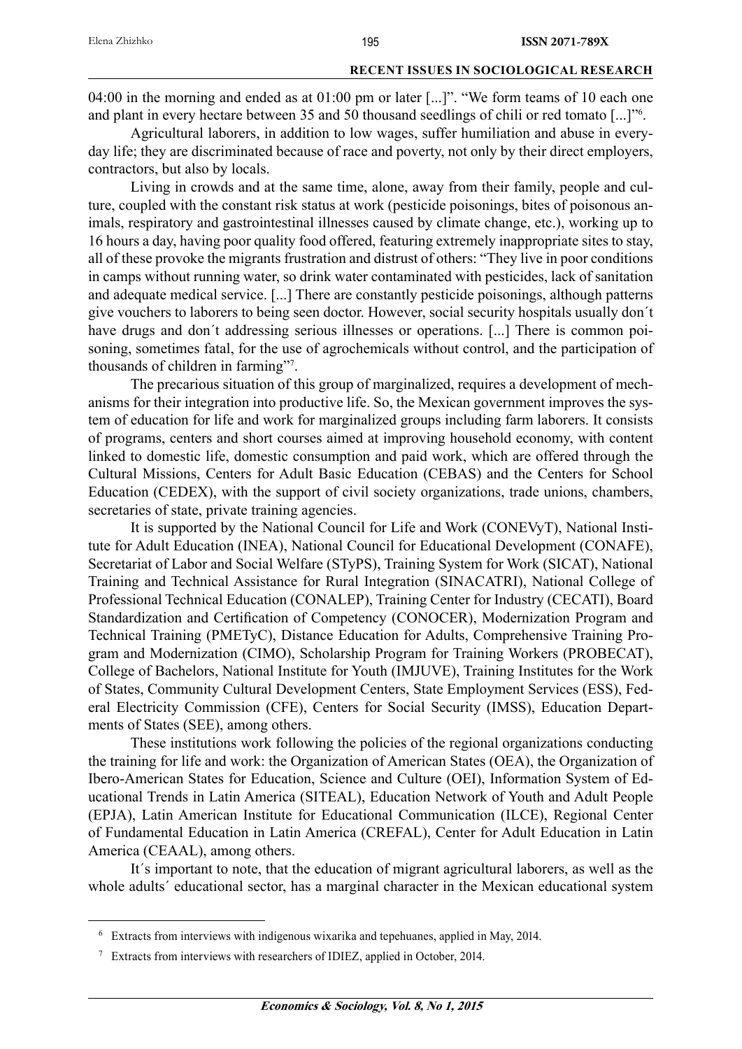04:00 in the morning and ended as at 01:00 pm or later [...]". "We form teams of 10 each one and plant in every hectare between 35 and 50 thousand seedlings of chili or red tomato [...]"[6].

Agricultural laborers, in addition to low wages, suffer humiliation and abuse in everyday life; they are discriminated because of race and poverty, not only by their direct employers, contractors, but also by locals.

Living in crowds and at the same time, alone, away from their family, people and culture, coupled with the constant risk status at work (pesticide poisonings, bites of poisonous animals, respiratory and gastrointestinal illnesses caused by climate change, etc.), working up to 16 hours a day, having poor quality food offered, featuring extremely inappropriate sites to stay, all of these provoke the migrants frustration and distrust of others: "They live in poor conditions in camps without running water, so drink water contaminated with pesticides, lack of sanitation and adequate medical service. [...] There are constantly pesticide poisonings, although patterns give vouchers to laborers to being seen doctor. However, social security hospitals usually don´t have drugs and don´t addressing serious illnesses or operations. [...] There is common poisoning, sometimes fatal, for the use of agrochemicals without control, and the participation of thousands of children in farming"[7].

The precarious situation of this group of marginalized, requires a development of mechanisms for their integration into productive life. So, the Mexican government improves the system of education for life and work for marginalized groups including farm laborers. It consists of programs, centers and short courses aimed at improving household economy, with content linked to domestic life, domestic consumption and paid work, which are offered through the Cultural Missions, Centers for Adult Basic Education (CEBAS) and the Centers for School Education (CEDEX), with the support of civil society organizations, trade unions, chambers, secretaries of state, private training agencies.

It is supported by the National Council for Life and Work (CONEVyT), National Institute for Adult Education (INEA), National Council for Educational Development (CONAFE), Secretariat of Labor and Social Welfare (STyPS), Training System for Work (SICAT), National Training and Technical Assistance for Rural Integration (SINACATRI), National College of Professional Technical Education (CONALEP), Training Center for Industry (CECATI), Board Standardization and Certification of Competency (CONOCER), Modernization Program and Technical Training (PMETyC), Distance Education for Adults, Comprehensive Training Program and Modernization (CIMO), Scholarship Program for Training Workers (PROBECAT), College of Bachelors, National Institute for Youth (IMJUVE), Training Institutes for the Work of States, Community Cultural Development Centers, State Employment Services (ESS), Federal Electricity Commission (CFE), Centers for Social Security (IMSS), Education Departments of States (SEE), among others.

These institutions work following the policies of the regional organizations conducting the training for life and work: the Organization of American States (OEA), the Organization of Ibero-American States for Education, Science and Culture (OEI), Information System of Educational Trends in Latin America (SITEAL), Education Network of Youth and Adult People (EPJA), Latin American Institute for Educational Communication (ILCE), Regional Center of Fundamental Education in Latin America (CREFAL), Center for Adult Education in Latin America (CEAAL), among others.

It´s important to note, that the education of migrant agricultural laborers, as well as the whole adults´ educational sector, has a marginal character in the Mexican educational system

---

[6] Extracts from interviews with indigenous wixarika and tepehuanes, applied in May, 2014.

[7] Extracts from interviews with researchers of IDIEZ, applied in October, 2014.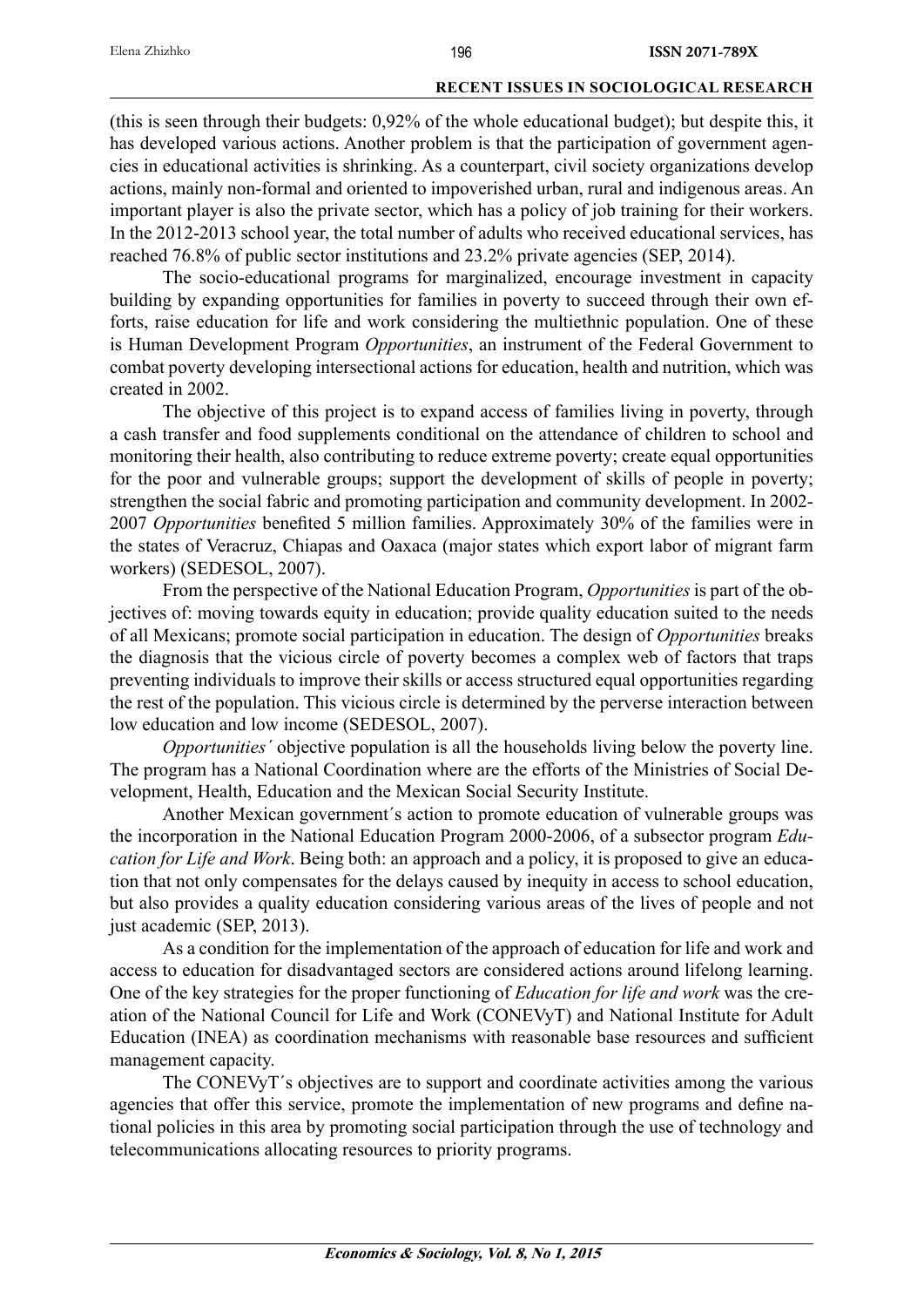(this is seen through their budgets: 0,92% of the whole educational budget); but despite this, it has developed various actions. Another problem is that the participation of government agencies in educational activities is shrinking. As a counterpart, civil society organizations develop actions, mainly non-formal and oriented to impoverished urban, rural and indigenous areas. An important player is also the private sector, which has a policy of job training for their workers. In the 2012-2013 school year, the total number of adults who received educational services, has reached 76.8% of public sector institutions and 23.2% private agencies (SEP, 2014).

The socio-educational programs for marginalized, encourage investment in capacity building by expanding opportunities for families in poverty to succeed through their own efforts, raise education for life and work considering the multiethnic population. One of these is Human Development Program *Opportunities*, an instrument of the Federal Government to combat poverty developing intersectional actions for education, health and nutrition, which was created in 2002.

The objective of this project is to expand access of families living in poverty, through a cash transfer and food supplements conditional on the attendance of children to school and monitoring their health, also contributing to reduce extreme poverty; create equal opportunities for the poor and vulnerable groups; support the development of skills of people in poverty; strengthen the social fabric and promoting participation and community development. In 2002-2007 *Opportunities* benefited 5 million families. Approximately 30% of the families were in the states of Veracruz, Chiapas and Oaxaca (major states which export labor of migrant farm workers) (SEDESOL, 2007).

From the perspective of the National Education Program, *Opportunities* is part of the objectives of: moving towards equity in education; provide quality education suited to the needs of all Mexicans; promote social participation in education. The design of *Opportunities* breaks the diagnosis that the vicious circle of poverty becomes a complex web of factors that traps preventing individuals to improve their skills or access structured equal opportunities regarding the rest of the population. This vicious circle is determined by the perverse interaction between low education and low income (SEDESOL, 2007).

*Opportunities´* objective population is all the households living below the poverty line. The program has a National Coordination where are the efforts of the Ministries of Social Development, Health, Education and the Mexican Social Security Institute.

Another Mexican government´s action to promote education of vulnerable groups was the incorporation in the National Education Program 2000-2006, of a subsector program *Education for Life and Work*. Being both: an approach and a policy, it is proposed to give an education that not only compensates for the delays caused by inequity in access to school education, but also provides a quality education considering various areas of the lives of people and not just academic (SEP, 2013).

As a condition for the implementation of the approach of education for life and work and access to education for disadvantaged sectors are considered actions around lifelong learning. One of the key strategies for the proper functioning of *Education for life and work* was the creation of the National Council for Life and Work (CONEVyT) and National Institute for Adult Education (INEA) as coordination mechanisms with reasonable base resources and sufficient management capacity.

The CONEVyT´s objectives are to support and coordinate activities among the various agencies that offer this service, promote the implementation of new programs and define national policies in this area by promoting social participation through the use of technology and telecommunications allocating resources to priority programs.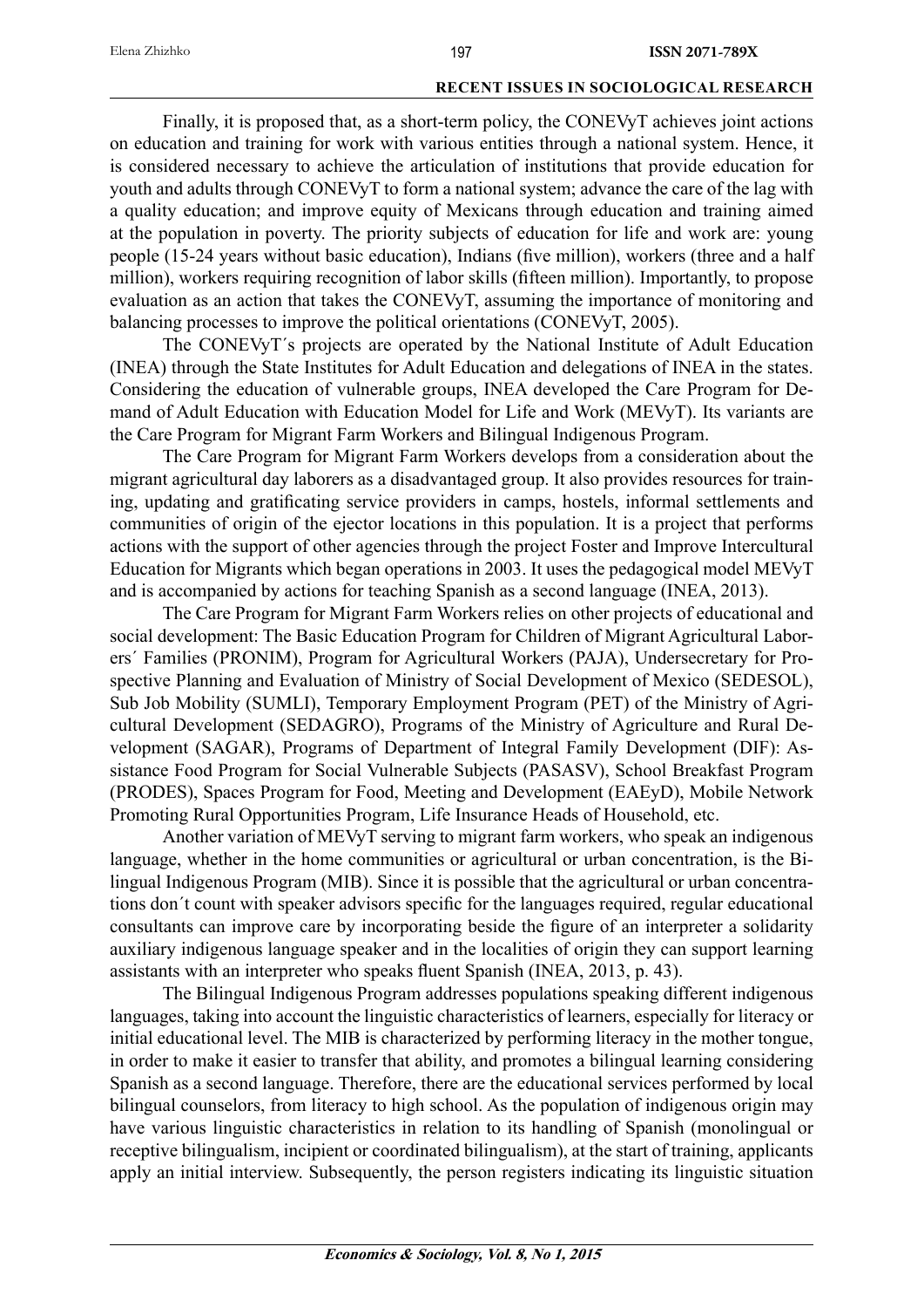Finally, it is proposed that, as a short-term policy, the CONEVyT achieves joint actions on education and training for work with various entities through a national system. Hence, it is considered necessary to achieve the articulation of institutions that provide education for youth and adults through CONEVyT to form a national system; advance the care of the lag with a quality education; and improve equity of Mexicans through education and training aimed at the population in poverty. The priority subjects of education for life and work are: young people (15-24 years without basic education), Indians (five million), workers (three and a half million), workers requiring recognition of labor skills (fifteen million). Importantly, to propose evaluation as an action that takes the CONEVyT, assuming the importance of monitoring and balancing processes to improve the political orientations (CONEVyT, 2005).

The CONEVyT´s projects are operated by the National Institute of Adult Education (INEA) through the State Institutes for Adult Education and delegations of INEA in the states. Considering the education of vulnerable groups, INEA developed the Care Program for Demand of Adult Education with Education Model for Life and Work (MEVyT). Its variants are the Care Program for Migrant Farm Workers and Bilingual Indigenous Program.

The Care Program for Migrant Farm Workers develops from a consideration about the migrant agricultural day laborers as a disadvantaged group. It also provides resources for training, updating and gratificating service providers in camps, hostels, informal settlements and communities of origin of the ejector locations in this population. It is a project that performs actions with the support of other agencies through the project Foster and Improve Intercultural Education for Migrants which began operations in 2003. It uses the pedagogical model MEVyT and is accompanied by actions for teaching Spanish as a second language (INEA, 2013).

The Care Program for Migrant Farm Workers relies on other projects of educational and social development: The Basic Education Program for Children of Migrant Agricultural Laborers´ Families (PRONIM), Program for Agricultural Workers (PAJA), Undersecretary for Prospective Planning and Evaluation of Ministry of Social Development of Mexico (SEDESOL), Sub Job Mobility (SUMLI), Temporary Employment Program (PET) of the Ministry of Agricultural Development (SEDAGRO), Programs of the Ministry of Agriculture and Rural Development (SAGAR), Programs of Department of Integral Family Development (DIF): Assistance Food Program for Social Vulnerable Subjects (PASASV), School Breakfast Program (PRODES), Spaces Program for Food, Meeting and Development (EAEyD), Mobile Network Promoting Rural Opportunities Program, Life Insurance Heads of Household, etc.

Another variation of MEVyT serving to migrant farm workers, who speak an indigenous language, whether in the home communities or agricultural or urban concentration, is the Bilingual Indigenous Program (MIB). Since it is possible that the agricultural or urban concentrations don´t count with speaker advisors specific for the languages required, regular educational consultants can improve care by incorporating beside the figure of an interpreter a solidarity auxiliary indigenous language speaker and in the localities of origin they can support learning assistants with an interpreter who speaks fluent Spanish (INEA, 2013, p. 43).

The Bilingual Indigenous Program addresses populations speaking different indigenous languages, taking into account the linguistic characteristics of learners, especially for literacy or initial educational level. The MIB is characterized by performing literacy in the mother tongue, in order to make it easier to transfer that ability, and promotes a bilingual learning considering Spanish as a second language. Therefore, there are the educational services performed by local bilingual counselors, from literacy to high school. As the population of indigenous origin may have various linguistic characteristics in relation to its handling of Spanish (monolingual or receptive bilingualism, incipient or coordinated bilingualism), at the start of training, applicants apply an initial interview. Subsequently, the person registers indicating its linguistic situation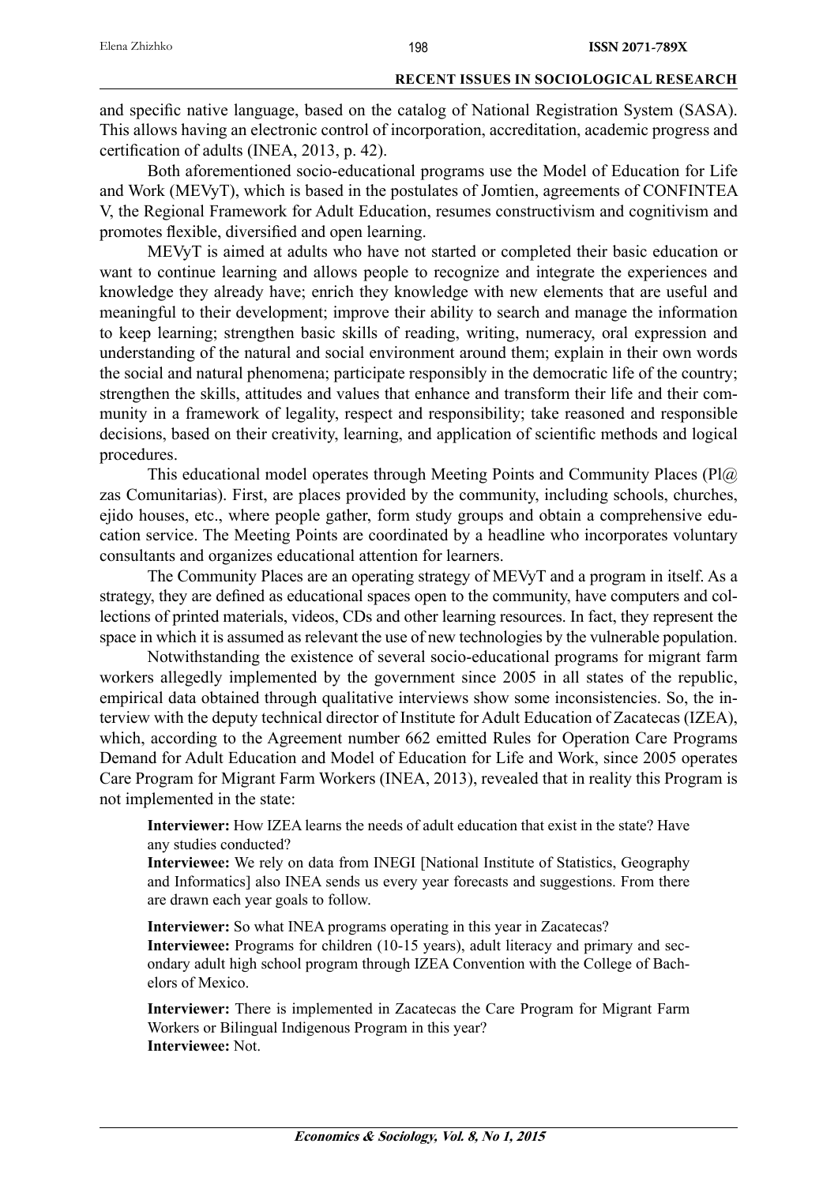and specific native language, based on the catalog of National Registration System (SASA). This allows having an electronic control of incorporation, accreditation, academic progress and certification of adults (INEA, 2013, p. 42).

Both aforementioned socio-educational programs use the Model of Education for Life and Work (MEVyT), which is based in the postulates of Jomtien, agreements of CONFINTEA V, the Regional Framework for Adult Education, resumes constructivism and cognitivism and promotes flexible, diversified and open learning.

MEVyT is aimed at adults who have not started or completed their basic education or want to continue learning and allows people to recognize and integrate the experiences and knowledge they already have; enrich they knowledge with new elements that are useful and meaningful to their development; improve their ability to search and manage the information to keep learning; strengthen basic skills of reading, writing, numeracy, oral expression and understanding of the natural and social environment around them; explain in their own words the social and natural phenomena; participate responsibly in the democratic life of the country; strengthen the skills, attitudes and values that enhance and transform their life and their community in a framework of legality, respect and responsibility; take reasoned and responsible decisions, based on their creativity, learning, and application of scientific methods and logical procedures.

This educational model operates through Meeting Points and Community Places (Pl@zas Comunitarias). First, are places provided by the community, including schools, churches, ejido houses, etc., where people gather, form study groups and obtain a comprehensive education service. The Meeting Points are coordinated by a headline who incorporates voluntary consultants and organizes educational attention for learners.

The Community Places are an operating strategy of MEVyT and a program in itself. As a strategy, they are defined as educational spaces open to the community, have computers and collections of printed materials, videos, CDs and other learning resources. In fact, they represent the space in which it is assumed as relevant the use of new technologies by the vulnerable population.

Notwithstanding the existence of several socio-educational programs for migrant farm workers allegedly implemented by the government since 2005 in all states of the republic, empirical data obtained through qualitative interviews show some inconsistencies. So, the interview with the deputy technical director of Institute for Adult Education of Zacatecas (IZEA), which, according to the Agreement number 662 emitted Rules for Operation Care Programs Demand for Adult Education and Model of Education for Life and Work, since 2005 operates Care Program for Migrant Farm Workers (INEA, 2013), revealed that in reality this Program is not implemented in the state:

> **Interviewer:** How IZEA learns the needs of adult education that exist in the state? Have any studies conducted?
> **Interviewee:** We rely on data from INEGI [National Institute of Statistics, Geography and Informatics] also INEA sends us every year forecasts and suggestions. From there are drawn each year goals to follow.
>
> **Interviewer:** So what INEA programs operating in this year in Zacatecas?
> **Interviewee:** Programs for children (10-15 years), adult literacy and primary and secondary adult high school program through IZEA Convention with the College of Bachelors of Mexico.
>
> **Interviewer:** There is implemented in Zacatecas the Care Program for Migrant Farm Workers or Bilingual Indigenous Program in this year?
> **Interviewee:** Not.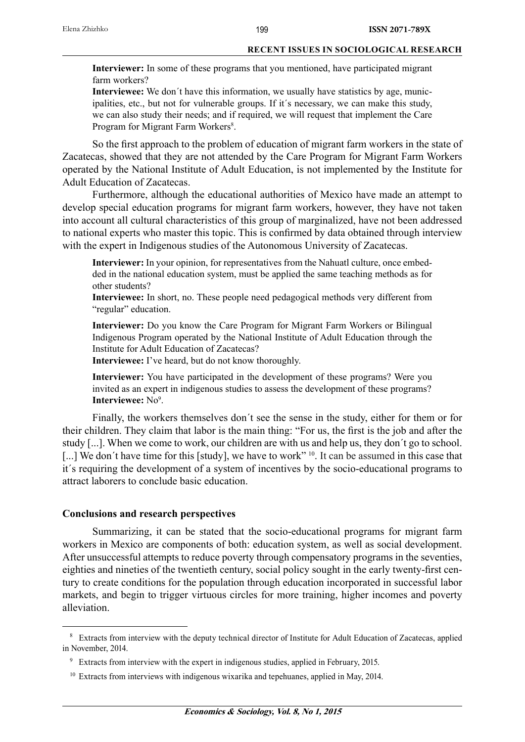**Interviewer:** In some of these programs that you mentioned, have participated migrant farm workers?

**Interviewee:** We don´t have this information, we usually have statistics by age, municipalities, etc., but not for vulnerable groups. If it´s necessary, we can make this study, we can also study their needs; and if required, we will request that implement the Care Program for Migrant Farm Workers[8].

So the first approach to the problem of education of migrant farm workers in the state of Zacatecas, showed that they are not attended by the Care Program for Migrant Farm Workers operated by the National Institute of Adult Education, is not implemented by the Institute for Adult Education of Zacatecas.

Furthermore, although the educational authorities of Mexico have made an attempt to develop special education programs for migrant farm workers, however, they have not taken into account all cultural characteristics of this group of marginalized, have not been addressed to national experts who master this topic. This is confirmed by data obtained through interview with the expert in Indigenous studies of the Autonomous University of Zacatecas.

**Interviewer:** In your opinion, for representatives from the Nahuatl culture, once embedded in the national education system, must be applied the same teaching methods as for other students?

**Interviewee:** In short, no. These people need pedagogical methods very different from "regular" education.

**Interviewer:** Do you know the Care Program for Migrant Farm Workers or Bilingual Indigenous Program operated by the National Institute of Adult Education through the Institute for Adult Education of Zacatecas?

**Interviewee:** I've heard, but do not know thoroughly.

**Interviewer:** You have participated in the development of these programs? Were you invited as an expert in indigenous studies to assess the development of these programs?

**Interviewee:** No[9].

Finally, the workers themselves don´t see the sense in the study, either for them or for their children. They claim that labor is the main thing: "For us, the first is the job and after the study [...]. When we come to work, our children are with us and help us, they don´t go to school. [...] We don´t have time for this [study], we have to work" [10]. It can be assumed in this case that it´s requiring the development of a system of incentives by the socio-educational programs to attract laborers to conclude basic education.

## Conclusions and research perspectives

Summarizing, it can be stated that the socio-educational programs for migrant farm workers in Mexico are components of both: education system, as well as social development. After unsuccessful attempts to reduce poverty through compensatory programs in the seventies, eighties and nineties of the twentieth century, social policy sought in the early twenty-first century to create conditions for the population through education incorporated in successful labor markets, and begin to trigger virtuous circles for more training, higher incomes and poverty alleviation.

---

[8] Extracts from interview with the deputy technical director of Institute for Adult Education of Zacatecas, applied in November, 2014.

[9] Extracts from interview with the expert in indigenous studies, applied in February, 2015.

[10] Extracts from interviews with indigenous wixarika and tepehuanes, applied in May, 2014.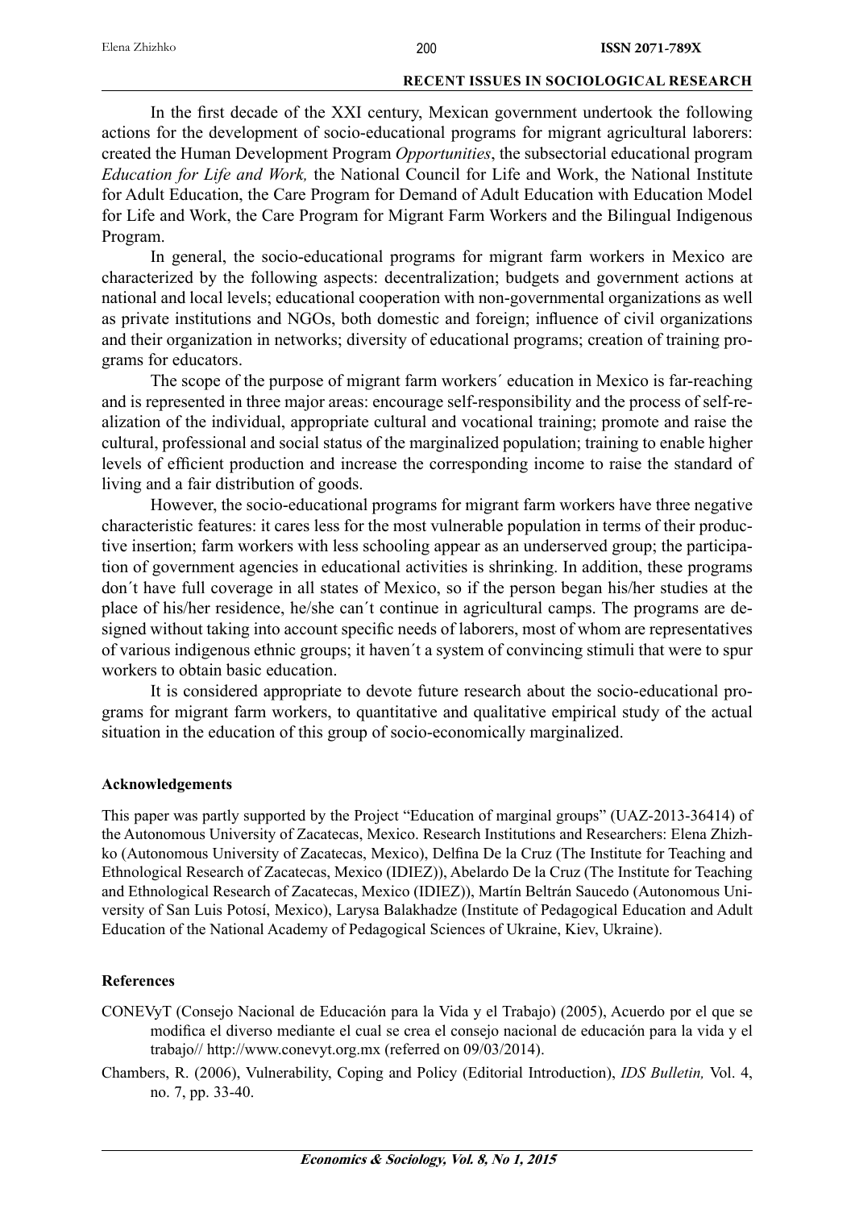In the first decade of the XXI century, Mexican government undertook the following actions for the development of socio-educational programs for migrant agricultural laborers: created the Human Development Program *Opportunities*, the subsectorial educational program *Education for Life and Work,* the National Council for Life and Work, the National Institute for Adult Education, the Care Program for Demand of Adult Education with Education Model for Life and Work, the Care Program for Migrant Farm Workers and the Bilingual Indigenous Program.

In general, the socio-educational programs for migrant farm workers in Mexico are characterized by the following aspects: decentralization; budgets and government actions at national and local levels; educational cooperation with non-governmental organizations as well as private institutions and NGOs, both domestic and foreign; influence of civil organizations and their organization in networks; diversity of educational programs; creation of training programs for educators.

The scope of the purpose of migrant farm workers´ education in Mexico is far-reaching and is represented in three major areas: encourage self-responsibility and the process of self-realization of the individual, appropriate cultural and vocational training; promote and raise the cultural, professional and social status of the marginalized population; training to enable higher levels of efficient production and increase the corresponding income to raise the standard of living and a fair distribution of goods.

However, the socio-educational programs for migrant farm workers have three negative characteristic features: it cares less for the most vulnerable population in terms of their productive insertion; farm workers with less schooling appear as an underserved group; the participation of government agencies in educational activities is shrinking. In addition, these programs don´t have full coverage in all states of Mexico, so if the person began his/her studies at the place of his/her residence, he/she can´t continue in agricultural camps. The programs are designed without taking into account specific needs of laborers, most of whom are representatives of various indigenous ethnic groups; it haven´t a system of convincing stimuli that were to spur workers to obtain basic education.

It is considered appropriate to devote future research about the socio-educational programs for migrant farm workers, to quantitative and qualitative empirical study of the actual situation in the education of this group of socio-economically marginalized.

### Acknowledgements

This paper was partly supported by the Project "Education of marginal groups" (UAZ-2013-36414) of the Autonomous University of Zacatecas, Mexico. Research Institutions and Researchers: Elena Zhizhko (Autonomous University of Zacatecas, Mexico), Delfina De la Cruz (The Institute for Teaching and Ethnological Research of Zacatecas, Mexico (IDIEZ)), Abelardo De la Cruz (The Institute for Teaching and Ethnological Research of Zacatecas, Mexico (IDIEZ)), Martín Beltrán Saucedo (Autonomous University of San Luis Potosí, Mexico), Larysa Balakhadze (Institute of Pedagogical Education and Adult Education of the National Academy of Pedagogical Sciences of Ukraine, Kiev, Ukraine).

### References

CONEVyT (Consejo Nacional de Educación para la Vida y el Trabajo) (2005), Acuerdo por el que se modifica el diverso mediante el cual se crea el consejo nacional de educación para la vida y el trabajo// http://www.conevyt.org.mx (referred on 09/03/2014).

Chambers, R. (2006), Vulnerability, Coping and Policy (Editorial Introduction), *IDS Bulletin,* Vol. 4, no. 7, pp. 33-40.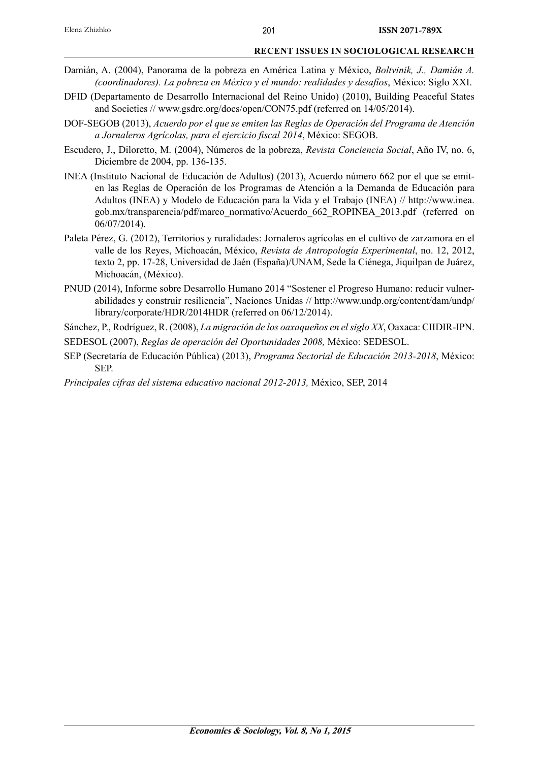Damián, A. (2004), Panorama de la pobreza en América Latina y México, *Boltvinik, J., Damián A. (coordinadores). La pobreza en México y el mundo: realidades y desafíos*, México: Siglo XXI.

DFID (Departamento de Desarrollo Internacional del Reino Unido) (2010), Building Peaceful States and Societies // www.gsdrc.org/docs/open/CON75.pdf (referred on 14/05/2014).

DOF-SEGOB (2013), *Acuerdo por el que se emiten las Reglas de Operación del Programa de Atención a Jornaleros Agrícolas, para el ejercicio fiscal 2014*, México: SEGOB.

Escudero, J., Diloretto, M. (2004), Números de la pobreza, *Revista Conciencia Social*, Año IV, no. 6, Diciembre de 2004, pp. 136-135.

INEA (Instituto Nacional de Educación de Adultos) (2013), Acuerdo número 662 por el que se emiten las Reglas de Operación de los Programas de Atención a la Demanda de Educación para Adultos (INEA) y Modelo de Educación para la Vida y el Trabajo (INEA) // http://www.inea.gob.mx/transparencia/pdf/marco_normativo/Acuerdo_662_ROPINEA_2013.pdf (referred on 06/07/2014).

Paleta Pérez, G. (2012), Territorios y ruralidades: Jornaleros agrícolas en el cultivo de zarzamora en el valle de los Reyes, Michoacán, México, *Revista de Antropología Experimental*, no. 12, 2012, texto 2, pp. 17-28, Universidad de Jaén (España)/UNAM, Sede la Ciénega, Jiquilpan de Juárez, Michoacán, (México).

PNUD (2014), Informe sobre Desarrollo Humano 2014 "Sostener el Progreso Humano: reducir vulnerabilidades y construir resiliencia", Naciones Unidas // http://www.undp.org/content/dam/undp/library/corporate/HDR/2014HDR (referred on 06/12/2014).

Sánchez, P., Rodríguez, R. (2008), *La migración de los oaxaqueños en el siglo XX*, Oaxaca: CIIDIR-IPN.

SEDESOL (2007), *Reglas de operación del Oportunidades 2008,* México: SEDESOL.

SEP (Secretaría de Educación Pública) (2013), *Programa Sectorial de Educación 2013-2018*, México: SEP.

*Principales cifras del sistema educativo nacional 2012-2013,* México, SEP, 2014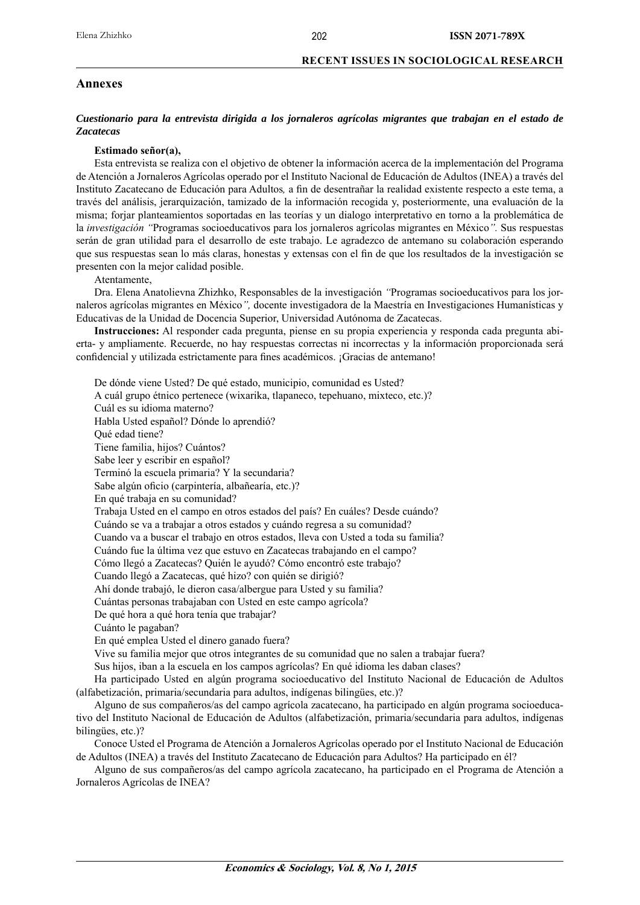## Annexes

***Cuestionario para la entrevista dirigida a los jornaleros agrícolas migrantes que trabajan en el estado de Zacatecas***

**Estimado señor(a),**

Esta entrevista se realiza con el objetivo de obtener la información acerca de la implementación del Programa de Atención a Jornaleros Agrícolas operado por el Instituto Nacional de Educación de Adultos (INEA) a través del Instituto Zacatecano de Educación para Adultos*,* a fin de desentrañar la realidad existente respecto a este tema, a través del análisis, jerarquización, tamizado de la información recogida y, posteriormente, una evaluación de la misma; forjar planteamientos soportadas en las teorías y un dialogo interpretativo en torno a la problemática de la *investigación "*Programas socioeducativos para los jornaleros agrícolas migrantes en México*".* Sus respuestas serán de gran utilidad para el desarrollo de este trabajo. Le agradezco de antemano su colaboración esperando que sus respuestas sean lo más claras, honestas y extensas con el fin de que los resultados de la investigación se presenten con la mejor calidad posible.

Atentamente,

Dra. Elena Anatolievna Zhizhko, Responsables de la investigación *"*Programas socioeducativos para los jornaleros agrícolas migrantes en México*",* docente investigadora de la Maestría en Investigaciones Humanísticas y Educativas de la Unidad de Docencia Superior, Universidad Autónoma de Zacatecas.

**Instrucciones:** Al responder cada pregunta, piense en su propia experiencia y responda cada pregunta abierta- y ampliamente. Recuerde, no hay respuestas correctas ni incorrectas y la información proporcionada será confidencial y utilizada estrictamente para fines académicos. ¡Gracias de antemano!

De dónde viene Usted? De qué estado, municipio, comunidad es Usted?

A cuál grupo étnico pertenece (wixarika, tlapaneco, tepehuano, mixteco, etc.)?

Cuál es su idioma materno?

Habla Usted español? Dónde lo aprendió?

Qué edad tiene?

Tiene familia, hijos? Cuántos?

Sabe leer y escribir en español?

Terminó la escuela primaria? Y la secundaria?

Sabe algún oficio (carpintería, albañearía, etc.)?

En qué trabaja en su comunidad?

Trabaja Usted en el campo en otros estados del país? En cuáles? Desde cuándo?

Cuándo se va a trabajar a otros estados y cuándo regresa a su comunidad?

Cuando va a buscar el trabajo en otros estados, lleva con Usted a toda su familia?

Cuándo fue la última vez que estuvo en Zacatecas trabajando en el campo?

Cómo llegó a Zacatecas? Quién le ayudó? Cómo encontró este trabajo?

Cuando llegó a Zacatecas, qué hizo? con quién se dirigió?

Ahí donde trabajó, le dieron casa/albergue para Usted y su familia?

Cuántas personas trabajaban con Usted en este campo agrícola?

De qué hora a qué hora tenía que trabajar?

Cuánto le pagaban?

En qué emplea Usted el dinero ganado fuera?

Vive su familia mejor que otros integrantes de su comunidad que no salen a trabajar fuera?

Sus hijos, iban a la escuela en los campos agrícolas? En qué idioma les daban clases?

Ha participado Usted en algún programa socioeducativo del Instituto Nacional de Educación de Adultos (alfabetización, primaria/secundaria para adultos, indígenas bilingües, etc.)?

Alguno de sus compañeros/as del campo agrícola zacatecano, ha participado en algún programa socioeducativo del Instituto Nacional de Educación de Adultos (alfabetización, primaria/secundaria para adultos, indígenas bilingües, etc.)?

Conoce Usted el Programa de Atención a Jornaleros Agrícolas operado por el Instituto Nacional de Educación de Adultos (INEA) a través del Instituto Zacatecano de Educación para Adultos? Ha participado en él?

Alguno de sus compañeros/as del campo agrícola zacatecano, ha participado en el Programa de Atención a Jornaleros Agrícolas de INEA?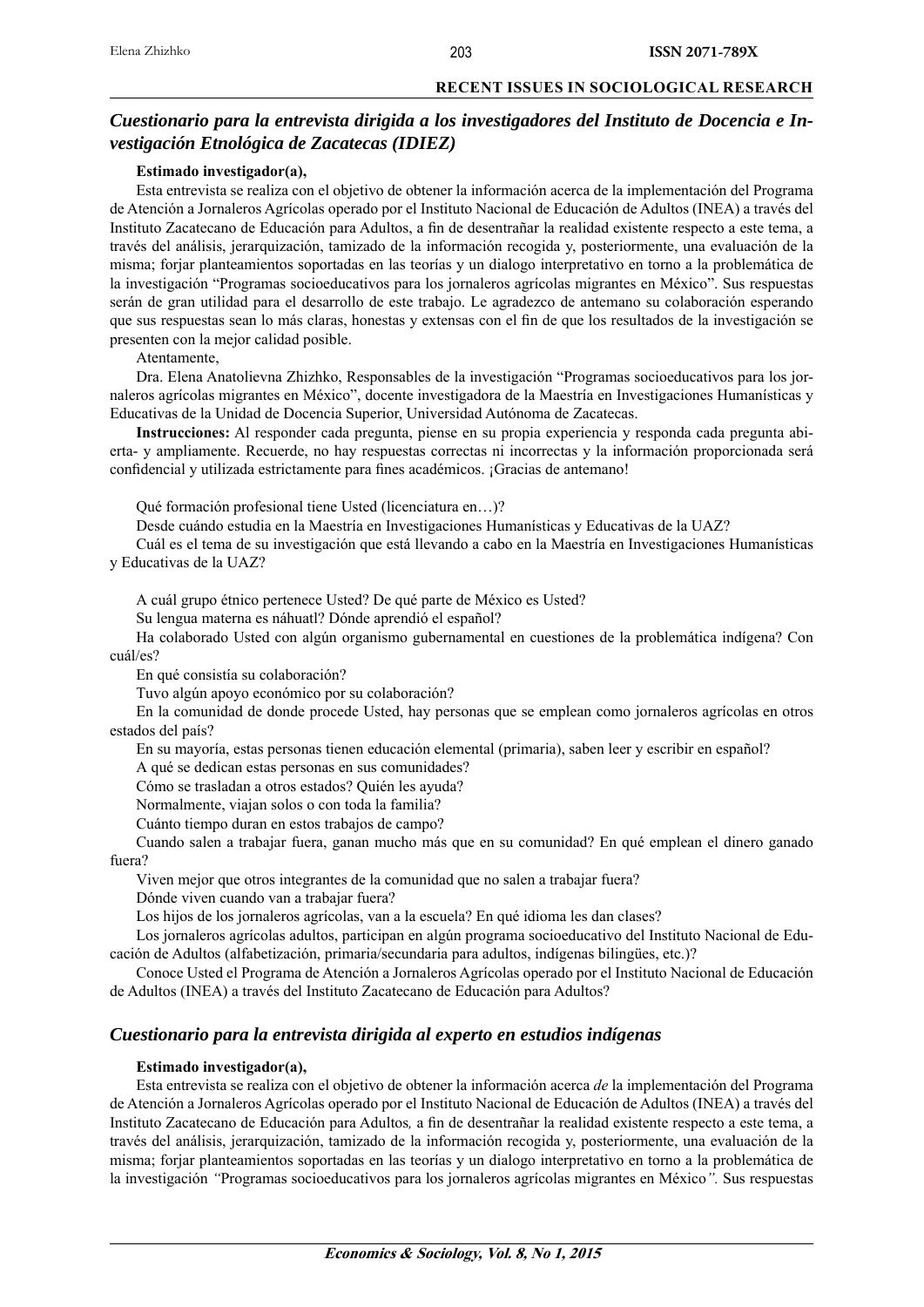## *Cuestionario para la entrevista dirigida a los investigadores del Instituto de Docencia e Investigación Etnológica de Zacatecas (IDIEZ)*

**Estimado investigador(a),**

Esta entrevista se realiza con el objetivo de obtener la información acerca de la implementación del Programa de Atención a Jornaleros Agrícolas operado por el Instituto Nacional de Educación de Adultos (INEA) a través del Instituto Zacatecano de Educación para Adultos, a fin de desentrañar la realidad existente respecto a este tema, a través del análisis, jerarquización, tamizado de la información recogida y, posteriormente, una evaluación de la misma; forjar planteamientos soportadas en las teorías y un dialogo interpretativo en torno a la problemática de la investigación "Programas socioeducativos para los jornaleros agrícolas migrantes en México". Sus respuestas serán de gran utilidad para el desarrollo de este trabajo. Le agradezco de antemano su colaboración esperando que sus respuestas sean lo más claras, honestas y extensas con el fin de que los resultados de la investigación se presenten con la mejor calidad posible.

Atentamente,

Dra. Elena Anatolievna Zhizhko, Responsables de la investigación "Programas socioeducativos para los jornaleros agrícolas migrantes en México", docente investigadora de la Maestría en Investigaciones Humanísticas y Educativas de la Unidad de Docencia Superior, Universidad Autónoma de Zacatecas.

**Instrucciones:** Al responder cada pregunta, piense en su propia experiencia y responda cada pregunta abierta- y ampliamente. Recuerde, no hay respuestas correctas ni incorrectas y la información proporcionada será confidencial y utilizada estrictamente para fines académicos. ¡Gracias de antemano!

Qué formación profesional tiene Usted (licenciatura en…)?

Desde cuándo estudia en la Maestría en Investigaciones Humanísticas y Educativas de la UAZ?

Cuál es el tema de su investigación que está llevando a cabo en la Maestría en Investigaciones Humanísticas y Educativas de la UAZ?

A cuál grupo étnico pertenece Usted? De qué parte de México es Usted?

Su lengua materna es náhuatl? Dónde aprendió el español?

Ha colaborado Usted con algún organismo gubernamental en cuestiones de la problemática indígena? Con cuál/es?

En qué consistía su colaboración?

Tuvo algún apoyo económico por su colaboración?

En la comunidad de donde procede Usted, hay personas que se emplean como jornaleros agrícolas en otros estados del país?

En su mayoría, estas personas tienen educación elemental (primaria), saben leer y escribir en español?

A qué se dedican estas personas en sus comunidades?

Cómo se trasladan a otros estados? Quién les ayuda?

Normalmente, viajan solos o con toda la familia?

Cuánto tiempo duran en estos trabajos de campo?

Cuando salen a trabajar fuera, ganan mucho más que en su comunidad? En qué emplean el dinero ganado fuera?

Viven mejor que otros integrantes de la comunidad que no salen a trabajar fuera?

Dónde viven cuando van a trabajar fuera?

Los hijos de los jornaleros agrícolas, van a la escuela? En qué idioma les dan clases?

Los jornaleros agrícolas adultos, participan en algún programa socioeducativo del Instituto Nacional de Educación de Adultos (alfabetización, primaria/secundaria para adultos, indígenas bilingües, etc.)?

Conoce Usted el Programa de Atención a Jornaleros Agrícolas operado por el Instituto Nacional de Educación de Adultos (INEA) a través del Instituto Zacatecano de Educación para Adultos?

## *Cuestionario para la entrevista dirigida al experto en estudios indígenas*

**Estimado investigador(a),**

Esta entrevista se realiza con el objetivo de obtener la información acerca *de* la implementación del Programa de Atención a Jornaleros Agrícolas operado por el Instituto Nacional de Educación de Adultos (INEA) a través del Instituto Zacatecano de Educación para Adultos*,* a fin de desentrañar la realidad existente respecto a este tema, a través del análisis, jerarquización, tamizado de la información recogida y, posteriormente, una evaluación de la misma; forjar planteamientos soportadas en las teorías y un dialogo interpretativo en torno a la problemática de la investigación *"*Programas socioeducativos para los jornaleros agrícolas migrantes en México*".* Sus respuestas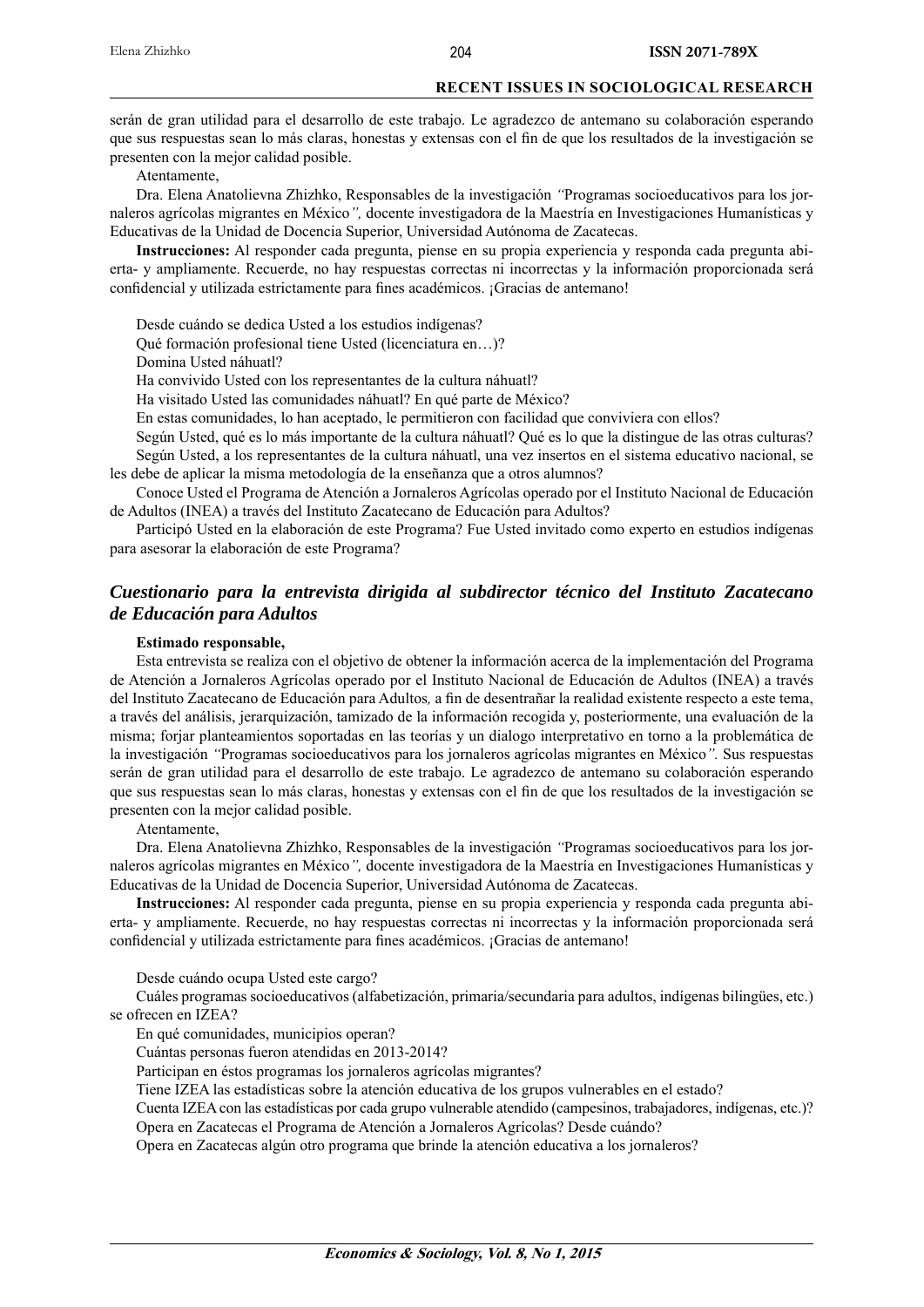serán de gran utilidad para el desarrollo de este trabajo. Le agradezco de antemano su colaboración esperando que sus respuestas sean lo más claras, honestas y extensas con el fin de que los resultados de la investigación se presenten con la mejor calidad posible.

Atentamente,

Dra. Elena Anatolievna Zhizhko, Responsables de la investigación *"*Programas socioeducativos para los jornaleros agrícolas migrantes en México*",* docente investigadora de la Maestría en Investigaciones Humanísticas y Educativas de la Unidad de Docencia Superior, Universidad Autónoma de Zacatecas.

**Instrucciones:** Al responder cada pregunta, piense en su propia experiencia y responda cada pregunta abierta- y ampliamente. Recuerde, no hay respuestas correctas ni incorrectas y la información proporcionada será confidencial y utilizada estrictamente para fines académicos. ¡Gracias de antemano!

Desde cuándo se dedica Usted a los estudios indígenas?

Qué formación profesional tiene Usted (licenciatura en…)?

Domina Usted náhuatl?

Ha convivido Usted con los representantes de la cultura náhuatl?

Ha visitado Usted las comunidades náhuatl? En qué parte de México?

En estas comunidades, lo han aceptado, le permitieron con facilidad que conviviera con ellos?

Según Usted, qué es lo más importante de la cultura náhuatl? Qué es lo que la distingue de las otras culturas?

Según Usted, a los representantes de la cultura náhuatl, una vez insertos en el sistema educativo nacional, se les debe de aplicar la misma metodología de la enseñanza que a otros alumnos?

Conoce Usted el Programa de Atención a Jornaleros Agrícolas operado por el Instituto Nacional de Educación de Adultos (INEA) a través del Instituto Zacatecano de Educación para Adultos?

Participó Usted en la elaboración de este Programa? Fue Usted invitado como experto en estudios indígenas para asesorar la elaboración de este Programa?

## *Cuestionario para la entrevista dirigida al subdirector técnico del Instituto Zacatecano de Educación para Adultos*

**Estimado responsable,**

Esta entrevista se realiza con el objetivo de obtener la información acerca de la implementación del Programa de Atención a Jornaleros Agrícolas operado por el Instituto Nacional de Educación de Adultos (INEA) a través del Instituto Zacatecano de Educación para Adultos*,* a fin de desentrañar la realidad existente respecto a este tema, a través del análisis, jerarquización, tamizado de la información recogida y, posteriormente, una evaluación de la misma; forjar planteamientos soportadas en las teorías y un dialogo interpretativo en torno a la problemática de la investigación *"*Programas socioeducativos para los jornaleros agrícolas migrantes en México*".* Sus respuestas serán de gran utilidad para el desarrollo de este trabajo. Le agradezco de antemano su colaboración esperando que sus respuestas sean lo más claras, honestas y extensas con el fin de que los resultados de la investigación se presenten con la mejor calidad posible.

Atentamente,

Dra. Elena Anatolievna Zhizhko, Responsables de la investigación *"*Programas socioeducativos para los jornaleros agrícolas migrantes en México*",* docente investigadora de la Maestría en Investigaciones Humanísticas y Educativas de la Unidad de Docencia Superior, Universidad Autónoma de Zacatecas.

**Instrucciones:** Al responder cada pregunta, piense en su propia experiencia y responda cada pregunta abierta- y ampliamente. Recuerde, no hay respuestas correctas ni incorrectas y la información proporcionada será confidencial y utilizada estrictamente para fines académicos. ¡Gracias de antemano!

Desde cuándo ocupa Usted este cargo?

Cuáles programas socioeducativos (alfabetización, primaria/secundaria para adultos, indígenas bilingües, etc.) se ofrecen en IZEA?

En qué comunidades, municipios operan?

Cuántas personas fueron atendidas en 2013-2014?

Participan en éstos programas los jornaleros agrícolas migrantes?

Tiene IZEA las estadísticas sobre la atención educativa de los grupos vulnerables en el estado?

Cuenta IZEA con las estadísticas por cada grupo vulnerable atendido (campesinos, trabajadores, indígenas, etc.)?

Opera en Zacatecas el Programa de Atención a Jornaleros Agrícolas? Desde cuándo?

Opera en Zacatecas algún otro programa que brinde la atención educativa a los jornaleros?